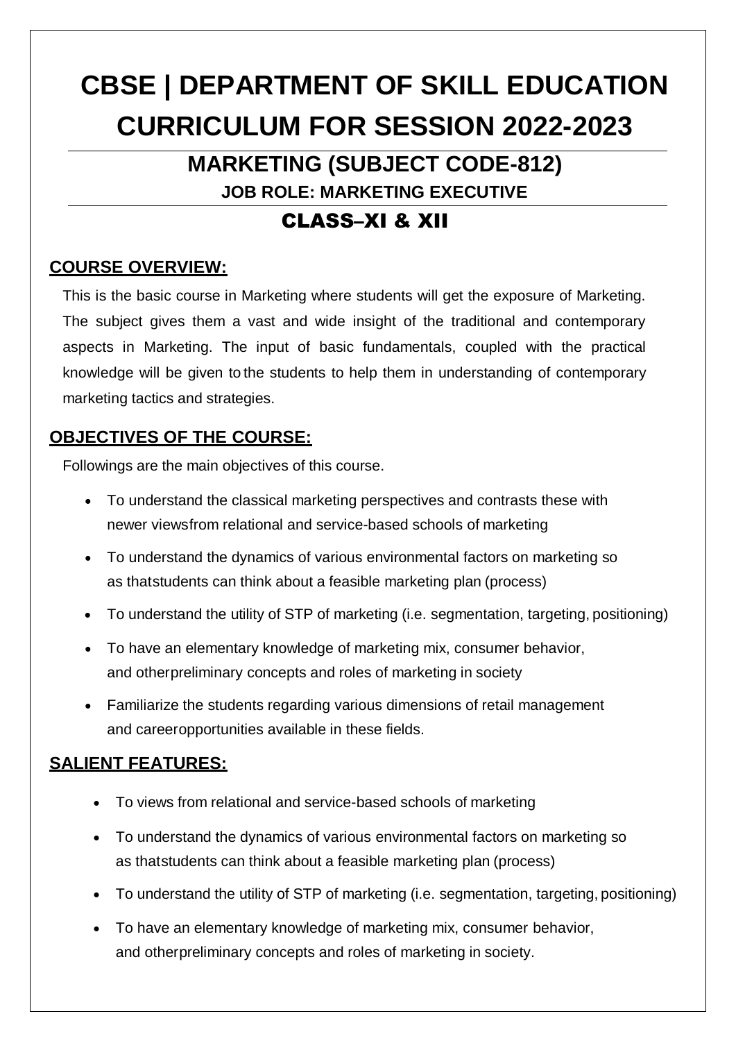# CBSE | DEPARTMENT OF SKILL EDUCATION CURRICULUM FOR SESSION 2022-2023

## MARKETING (SUBJECT CODE-812)

### JOB ROLE: MARKETING EXECUTIVE

## CLASS–XI & XII

### COURSE OVERVIEW:

This is the basic course in Marketing where students will get the exposure of Marketing. The subject gives them a vast and wide insight of the traditional and contemporary aspects in Marketing. The input of basic fundamentals, coupled with the practical knowledge will be given to the students to help them in understanding of contemporary marketing tactics and strategies.

### OBJECTIVES OF THE COURSE:

Followings are the main objectives of this course.

- To understand the classical marketing perspectives and contrasts these with newer viewsfrom relational and service-based schools of marketing
- To understand the dynamics of various environmental factors on marketing so as thatstudents can think about a feasible marketing plan (process)
- To understand the utility of STP of marketing (i.e. segmentation, targeting, positioning)
- To have an elementary knowledge of marketing mix, consumer behavior, and otherpreliminary concepts and roles of marketing in society
- Familiarize the students regarding various dimensions of retail management and careeropportunities available in these fields.

### SALIENT FEATURES:

- To views from relational and service-based schools of marketing
- To understand the dynamics of various environmental factors on marketing so as thatstudents can think about a feasible marketing plan (process)
- To understand the utility of STP of marketing (i.e. segmentation, targeting, positioning)
- To have an elementary knowledge of marketing mix, consumer behavior, and otherpreliminary concepts and roles of marketing in society.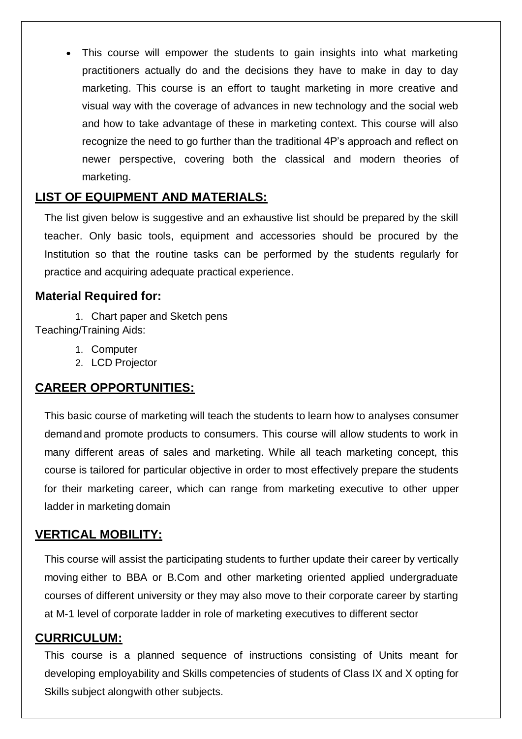- This course will empower the students to gain insights into what marketing practitioners actually do and the decisions they have to make in day to day marketing. This course is an effort to taught marketing in more creative and visual way with the coverage of advances in new technology and the social web and how to take advantage of these in marketing context. This course will also recognize the need to go further than the traditional 4P's approach and reflect on newer perspective, covering both the classical and modern theories of marketing.

## LIST OF EQUIPMENT AND MATERIALS:

The list given below is suggestive and an exhaustive list should be prepared by the skill teacher. Only basic tools, equipment and accessories should be procured by the Institution so that the routine tasks can be performed by the students regularly for practice and acquiring adequate practical experience.

### Material Required for:

1. Chart paper and Sketch pens

Teaching/Training Aids:

1. Computer
2. LCD Projector

## CAREER OPPORTUNITIES:

This basic course of marketing will teach the students to learn how to analyses consumer demand and promote products to consumers. This course will allow students to work in many different areas of sales and marketing. While all teach marketing concept, this course is tailored for particular objective in order to most effectively prepare the students for their marketing career, which can range from marketing executive to other upper ladder in marketing domain

## VERTICAL MOBILITY:

This course will assist the participating students to further update their career by vertically moving either to BBA or B.Com and other marketing oriented applied undergraduate courses of different university or they may also move to their corporate career by starting at M-1 level of corporate ladder in role of marketing executives to different sector

## CURRICULUM:

This course is a planned sequence of instructions consisting of Units meant for developing employability and Skills competencies of students of Class IX and X opting for Skills subject alongwith other subjects.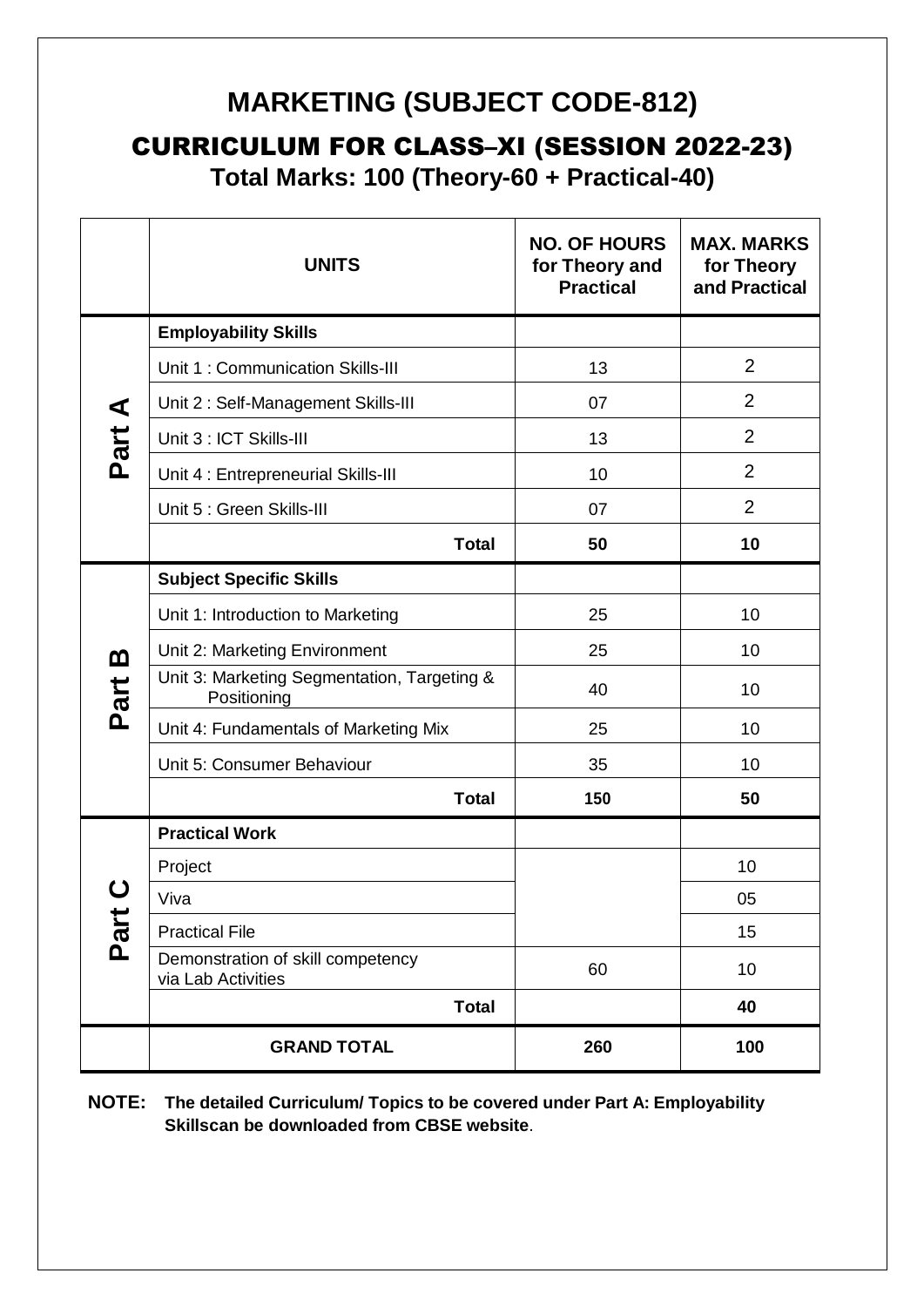# MARKETING (SUBJECT CODE-812)

## CURRICULUM FOR CLASS–XI (SESSION 2022-23)

### Total Marks: 100 (Theory-60 + Practical-40)

| | UNITS | NO. OF HOURS for Theory and Practical | MAX. MARKS for Theory and Practical |
|---|---|---|---|
| Part A | **Employability Skills** | | |
| | Unit 1 : Communication Skills-III | 13 | 2 |
| | Unit 2 : Self-Management Skills-III | 07 | 2 |
| | Unit 3 : ICT Skills-III | 13 | 2 |
| | Unit 4 : Entrepreneurial Skills-III | 10 | 2 |
| | Unit 5 : Green Skills-III | 07 | 2 |
| | **Total** | **50** | **10** |
| Part B | **Subject Specific Skills** | | |
| | Unit 1: Introduction to Marketing | 25 | 10 |
| | Unit 2: Marketing Environment | 25 | 10 |
| | Unit 3: Marketing Segmentation, Targeting & Positioning | 40 | 10 |
| | Unit 4: Fundamentals of Marketing Mix | 25 | 10 |
| | Unit 5: Consumer Behaviour | 35 | 10 |
| | **Total** | **150** | **50** |
| Part C | **Practical Work** | | |
| | Project | 60 | 10 |
| | Viva | | 05 |
| | Practical File | | 15 |
| | Demonstration of skill competency via Lab Activities | | 10 |
| | **Total** | | **40** |
| | **GRAND TOTAL** | **260** | **100** |

**NOTE: The detailed Curriculum/ Topics to be covered under Part A: Employability Skillscan be downloaded from CBSE website**.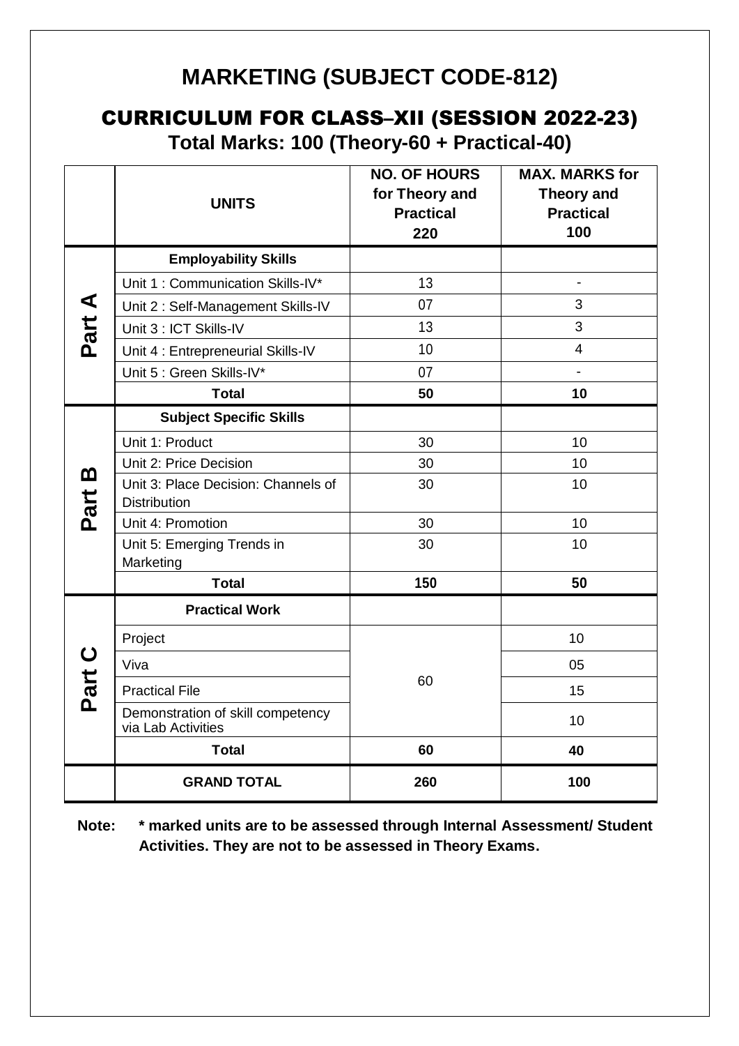# MARKETING (SUBJECT CODE-812)

## CURRICULUM FOR CLASS–XII (SESSION 2022-23)

### Total Marks: 100 (Theory-60 + Practical-40)

| | UNITS | NO. OF HOURS for Theory and Practical 220 | MAX. MARKS for Theory and Practical 100 |
|---|---|---|---|
| Part A | **Employability Skills** | | |
| | Unit 1 : Communication Skills-IV* | 13 | - |
| | Unit 2 : Self-Management Skills-IV | 07 | 3 |
| | Unit 3 : ICT Skills-IV | 13 | 3 |
| | Unit 4 : Entrepreneurial Skills-IV | 10 | 4 |
| | Unit 5 : Green Skills-IV* | 07 | - |
| | **Total** | **50** | **10** |
| Part B | **Subject Specific Skills** | | |
| | Unit 1: Product | 30 | 10 |
| | Unit 2: Price Decision | 30 | 10 |
| | Unit 3: Place Decision: Channels of Distribution | 30 | 10 |
| | Unit 4: Promotion | 30 | 10 |
| | Unit 5: Emerging Trends in Marketing | 30 | 10 |
| | **Total** | **150** | **50** |
| Part C | **Practical Work** | | |
| | Project | 60 | 10 |
| | Viva | | 05 |
| | Practical File | | 15 |
| | Demonstration of skill competency via Lab Activities | | 10 |
| | **Total** | **60** | **40** |
| | **GRAND TOTAL** | **260** | **100** |

**Note: * marked units are to be assessed through Internal Assessment/ Student Activities. They are not to be assessed in Theory Exams.**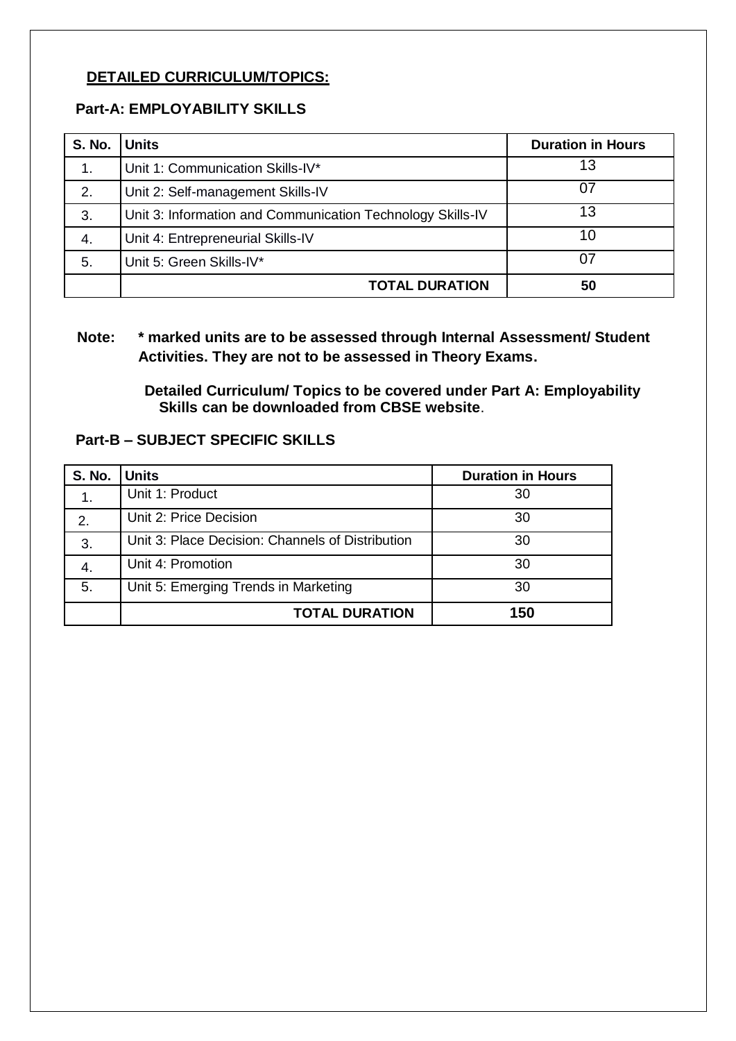## DETAILED CURRICULUM/TOPICS:

### Part-A: EMPLOYABILITY SKILLS

| S. No. | Units | Duration in Hours |
|---|---|---|
| 1. | Unit 1: Communication Skills-IV* | 13 |
| 2. | Unit 2: Self-management Skills-IV | 07 |
| 3. | Unit 3: Information and Communication Technology Skills-IV | 13 |
| 4. | Unit 4: Entrepreneurial Skills-IV | 10 |
| 5. | Unit 5: Green Skills-IV* | 07 |
| | **TOTAL DURATION** | **50** |

**Note: * marked units are to be assessed through Internal Assessment/ Student Activities. They are not to be assessed in Theory Exams.**

**Detailed Curriculum/ Topics to be covered under Part A: Employability Skills can be downloaded from CBSE website**.

### Part-B – SUBJECT SPECIFIC SKILLS

| S. No. | Units | Duration in Hours |
|---|---|---|
| 1. | Unit 1: Product | 30 |
| 2. | Unit 2: Price Decision | 30 |
| 3. | Unit 3: Place Decision: Channels of Distribution | 30 |
| 4. | Unit 4: Promotion | 30 |
| 5. | Unit 5: Emerging Trends in Marketing | 30 |
| | **TOTAL DURATION** | **150** |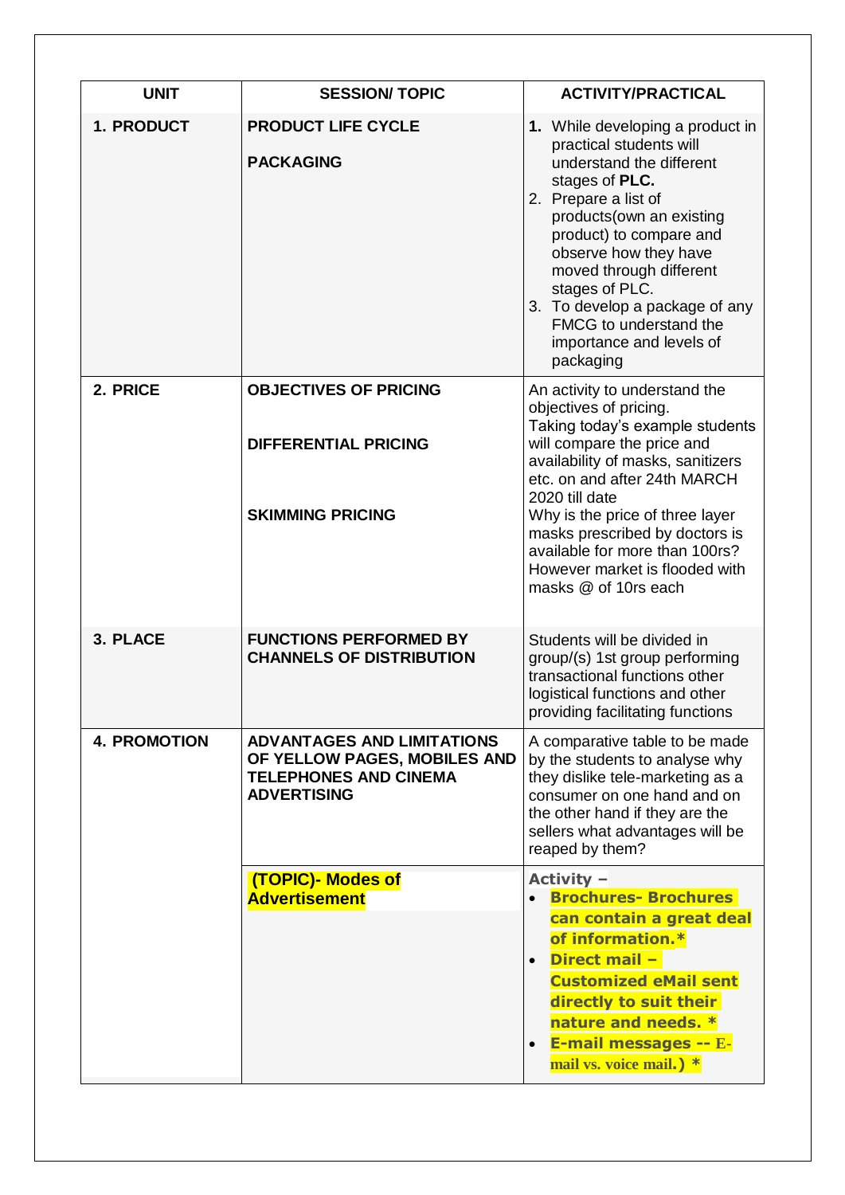| UNIT | SESSION/ TOPIC | ACTIVITY/PRACTICAL |
|---|---|---|
| **1. PRODUCT** | **PRODUCT LIFE CYCLE**<br><br>**PACKAGING** | **1.** While developing a product in practical students will understand the different stages of **PLC.**<br>2. Prepare a list of products(own an existing product) to compare and observe how they have moved through different stages of PLC.<br>3. To develop a package of any FMCG to understand the importance and levels of packaging |
| **2. PRICE** | **OBJECTIVES OF PRICING**<br><br>**DIFFERENTIAL PRICING**<br><br>**SKIMMING PRICING** | An activity to understand the objectives of pricing.<br>Taking today's example students will compare the price and availability of masks, sanitizers etc. on and after 24th MARCH 2020 till date<br>Why is the price of three layer masks prescribed by doctors is available for more than 100rs? However market is flooded with masks @ of 10rs each |
| **3. PLACE** | **FUNCTIONS PERFORMED BY CHANNELS OF DISTRIBUTION** | Students will be divided in group/(s) 1st group performing transactional functions other logistical functions and other providing facilitating functions |
| **4. PROMOTION** | **ADVANTAGES AND LIMITATIONS OF YELLOW PAGES, MOBILES AND TELEPHONES AND CINEMA ADVERTISING** | A comparative table to be made by the students to analyse why they dislike tele-marketing as a consumer on one hand and on the other hand if they are the sellers what advantages will be reaped by them? |
| | **(TOPIC)- Modes of Advertisement** | **Activity –**<br>• **Brochures- Brochures can contain a great deal of information.***<br>• **Direct mail – Customized eMail sent directly to suit their nature and needs. ***<br>• **E-mail messages -- E-mail vs. voice mail.) *** |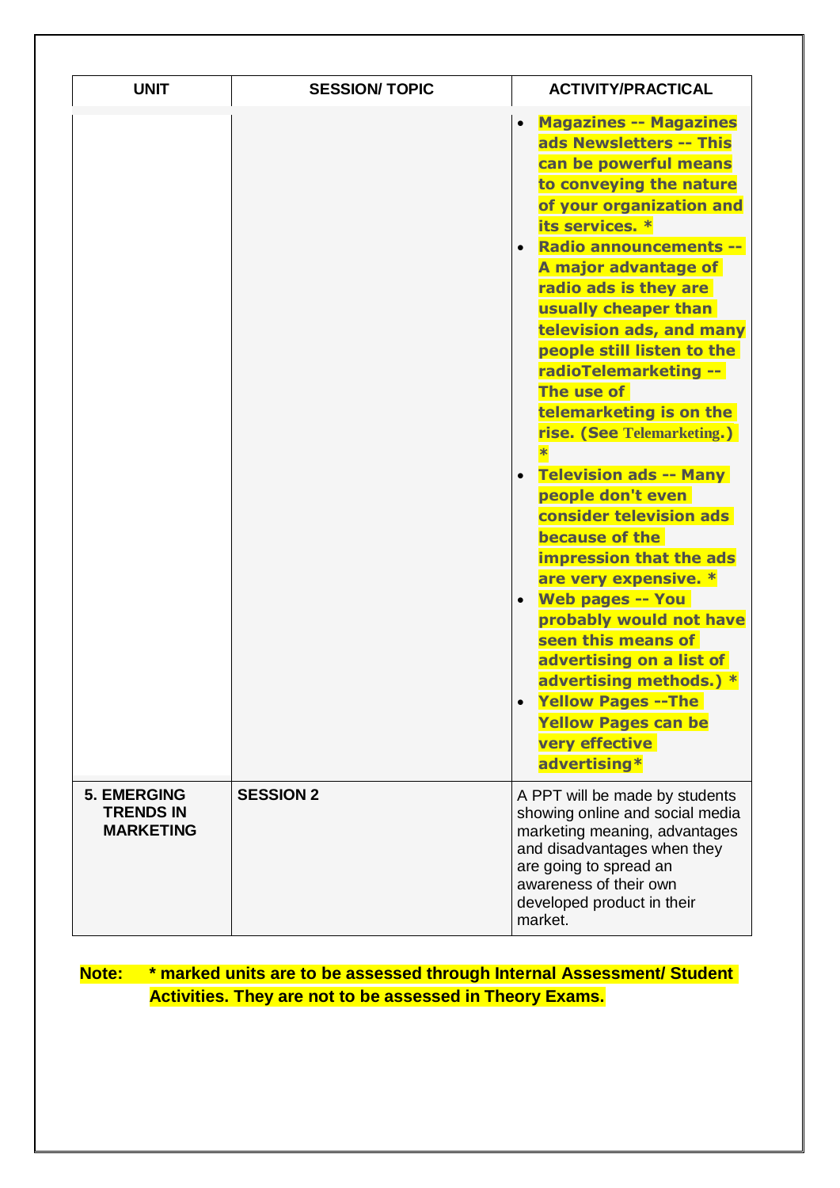| UNIT | SESSION/ TOPIC | ACTIVITY/PRACTICAL |
|---|---|---|
| | | • **Magazines -- Magazines ads Newsletters -- This can be powerful means to conveying the nature of your organization and its services. \***<br>• **Radio announcements -- A major advantage of radio ads is they are usually cheaper than television ads, and many people still listen to the radioTelemarketing -- The use of telemarketing is on the rise. (See Telemarketing.) \***<br>• **Television ads -- Many people don't even consider television ads because of the impression that the ads are very expensive. \***<br>• **Web pages -- You probably would not have seen this means of advertising on a list of advertising methods.) \***<br>• **Yellow Pages --The Yellow Pages can be very effective advertising\*** |
| **5. EMERGING TRENDS IN MARKETING** | **SESSION 2** | A PPT will be made by students showing online and social media marketing meaning, advantages and disadvantages when they are going to spread an awareness of their own developed product in their market. |

**Note: \* marked units are to be assessed through Internal Assessment/ Student Activities. They are not to be assessed in Theory Exams.**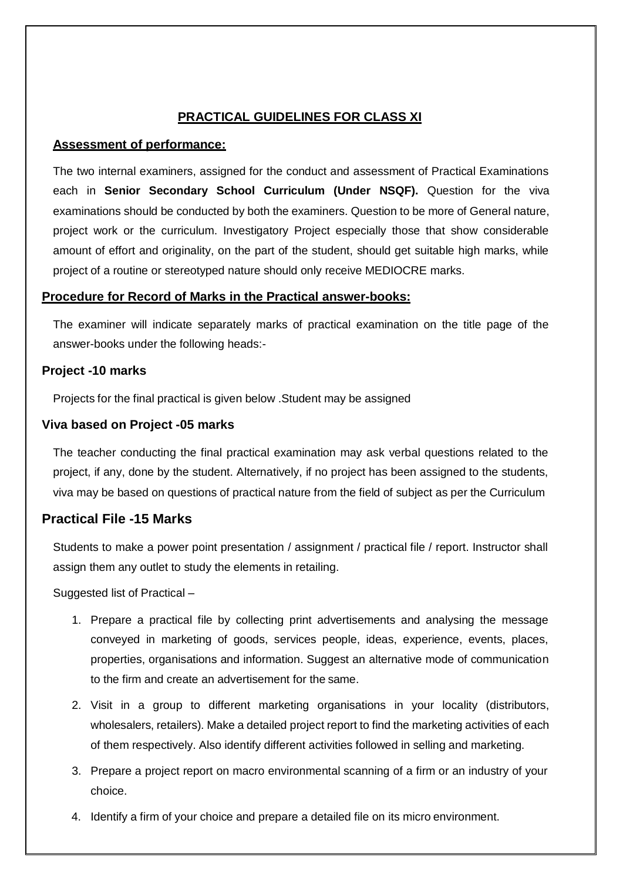## PRACTICAL GUIDELINES FOR CLASS XI

### Assessment of performance:

The two internal examiners, assigned for the conduct and assessment of Practical Examinations each in **Senior Secondary School Curriculum (Under NSQF).** Question for the viva examinations should be conducted by both the examiners. Question to be more of General nature, project work or the curriculum. Investigatory Project especially those that show considerable amount of effort and originality, on the part of the student, should get suitable high marks, while project of a routine or stereotyped nature should only receive MEDIOCRE marks.

### Procedure for Record of Marks in the Practical answer-books:

The examiner will indicate separately marks of practical examination on the title page of the answer-books under the following heads:-

### Project -10 marks

Projects for the final practical is given below .Student may be assigned

### Viva based on Project -05 marks

The teacher conducting the final practical examination may ask verbal questions related to the project, if any, done by the student. Alternatively, if no project has been assigned to the students, viva may be based on questions of practical nature from the field of subject as per the Curriculum

### Practical File -15 Marks

Students to make a power point presentation / assignment / practical file / report. Instructor shall assign them any outlet to study the elements in retailing.

Suggested list of Practical –

1. Prepare a practical file by collecting print advertisements and analysing the message conveyed in marketing of goods, services people, ideas, experience, events, places, properties, organisations and information. Suggest an alternative mode of communication to the firm and create an advertisement for the same.
2. Visit in a group to different marketing organisations in your locality (distributors, wholesalers, retailers). Make a detailed project report to find the marketing activities of each of them respectively. Also identify different activities followed in selling and marketing.
3. Prepare a project report on macro environmental scanning of a firm or an industry of your choice.
4. Identify a firm of your choice and prepare a detailed file on its micro environment.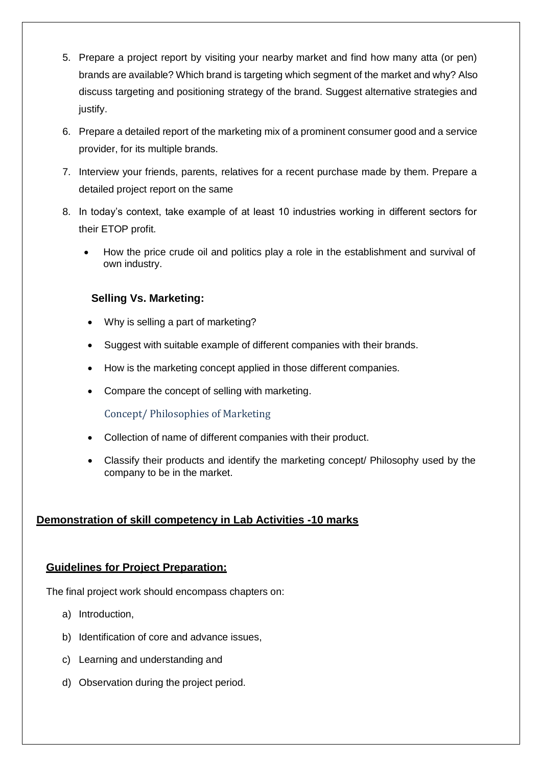5. Prepare a project report by visiting your nearby market and find how many atta (or pen) brands are available? Which brand is targeting which segment of the market and why? Also discuss targeting and positioning strategy of the brand. Suggest alternative strategies and justify.
6. Prepare a detailed report of the marketing mix of a prominent consumer good and a service provider, for its multiple brands.
7. Interview your friends, parents, relatives for a recent purchase made by them. Prepare a detailed project report on the same
8. In today's context, take example of at least 10 industries working in different sectors for their ETOP profit.
   - How the price crude oil and politics play a role in the establishment and survival of own industry.

**Selling Vs. Marketing:**

- Why is selling a part of marketing?
- Suggest with suitable example of different companies with their brands.
- How is the marketing concept applied in those different companies.
- Compare the concept of selling with marketing.

Concept/ Philosophies of Marketing

- Collection of name of different companies with their product.
- Classify their products and identify the marketing concept/ Philosophy used by the company to be in the market.

**Demonstration of skill competency in Lab Activities -10 marks**

**Guidelines for Project Preparation:**

The final project work should encompass chapters on:

a) Introduction,
b) Identification of core and advance issues,
c) Learning and understanding and
d) Observation during the project period.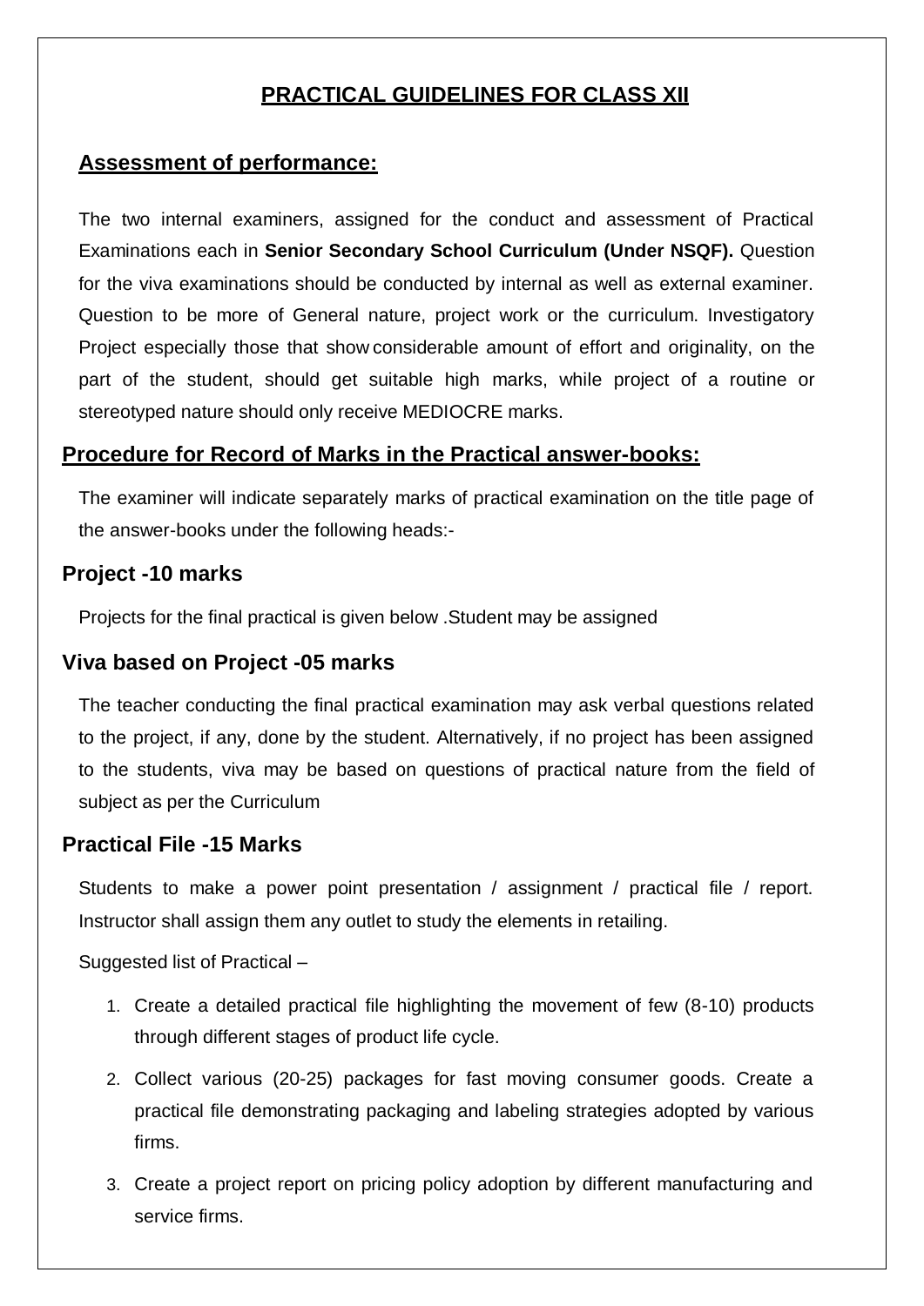# PRACTICAL GUIDELINES FOR CLASS XII

## Assessment of performance:

The two internal examiners, assigned for the conduct and assessment of Practical Examinations each in **Senior Secondary School Curriculum (Under NSQF).** Question for the viva examinations should be conducted by internal as well as external examiner. Question to be more of General nature, project work or the curriculum. Investigatory Project especially those that show considerable amount of effort and originality, on the part of the student, should get suitable high marks, while project of a routine or stereotyped nature should only receive MEDIOCRE marks.

## Procedure for Record of Marks in the Practical answer-books:

The examiner will indicate separately marks of practical examination on the title page of the answer-books under the following heads:-

### Project -10 marks

Projects for the final practical is given below .Student may be assigned

### Viva based on Project -05 marks

The teacher conducting the final practical examination may ask verbal questions related to the project, if any, done by the student. Alternatively, if no project has been assigned to the students, viva may be based on questions of practical nature from the field of subject as per the Curriculum

### Practical File -15 Marks

Students to make a power point presentation / assignment / practical file / report. Instructor shall assign them any outlet to study the elements in retailing.

Suggested list of Practical –

1. Create a detailed practical file highlighting the movement of few (8-10) products through different stages of product life cycle.
2. Collect various (20-25) packages for fast moving consumer goods. Create a practical file demonstrating packaging and labeling strategies adopted by various firms.
3. Create a project report on pricing policy adoption by different manufacturing and service firms.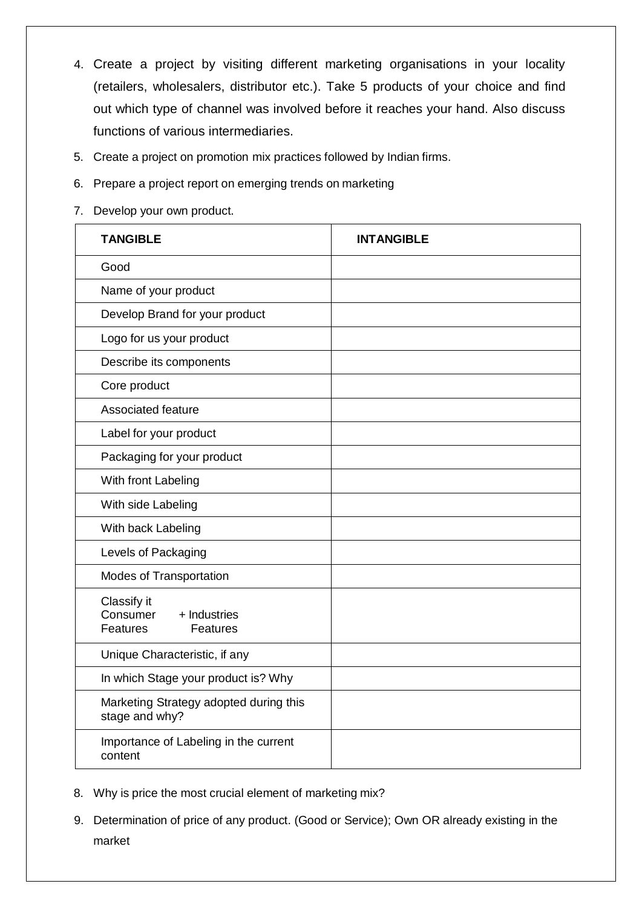4. Create a project by visiting different marketing organisations in your locality (retailers, wholesalers, distributor etc.). Take 5 products of your choice and find out which type of channel was involved before it reaches your hand. Also discuss functions of various intermediaries.
5. Create a project on promotion mix practices followed by Indian firms.
6. Prepare a project report on emerging trends on marketing
7. Develop your own product.

| TANGIBLE | INTANGIBLE |
|---|---|
| Good | |
| Name of your product | |
| Develop Brand for your product | |
| Logo for us your product | |
| Describe its components | |
| Core product | |
| Associated feature | |
| Label for your product | |
| Packaging for your product | |
| With front Labeling | |
| With side Labeling | |
| With back Labeling | |
| Levels of Packaging | |
| Modes of Transportation | |
| Classify it<br>Consumer + Industries<br>Features Features | |
| Unique Characteristic, if any | |
| In which Stage your product is? Why | |
| Marketing Strategy adopted during this stage and why? | |
| Importance of Labeling in the current content | |

8. Why is price the most crucial element of marketing mix?
9. Determination of price of any product. (Good or Service); Own OR already existing in the market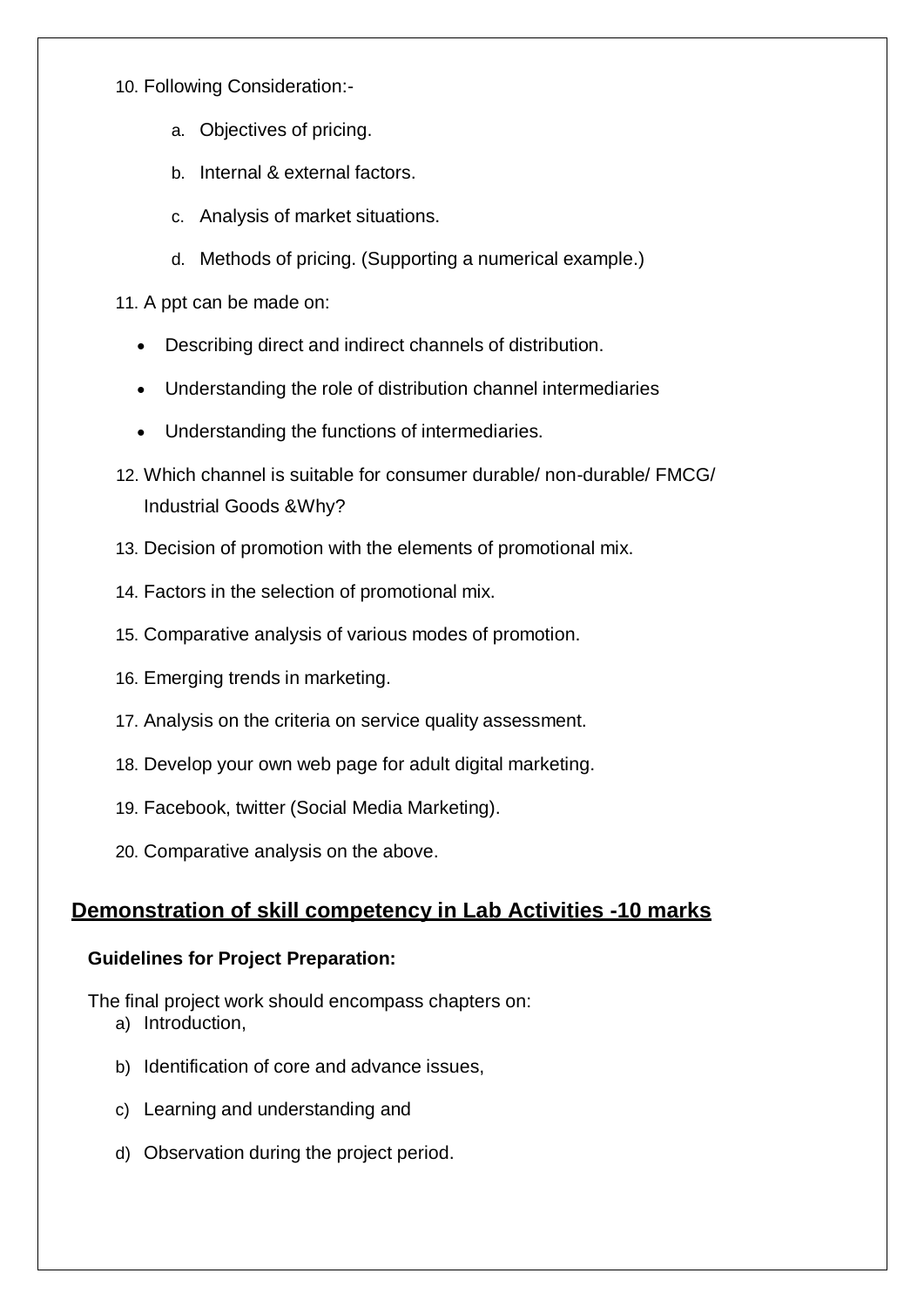10. Following Consideration:-

    a. Objectives of pricing.

    b. Internal & external factors.

    c. Analysis of market situations.

    d. Methods of pricing. (Supporting a numerical example.)

11. A ppt can be made on:

    - Describing direct and indirect channels of distribution.
    - Understanding the role of distribution channel intermediaries
    - Understanding the functions of intermediaries.

12. Which channel is suitable for consumer durable/ non-durable/ FMCG/ Industrial Goods &Why?

13. Decision of promotion with the elements of promotional mix.

14. Factors in the selection of promotional mix.

15. Comparative analysis of various modes of promotion.

16. Emerging trends in marketing.

17. Analysis on the criteria on service quality assessment.

18. Develop your own web page for adult digital marketing.

19. Facebook, twitter (Social Media Marketing).

20. Comparative analysis on the above.

## Demonstration of skill competency in Lab Activities -10 marks

**Guidelines for Project Preparation:**

The final project work should encompass chapters on:

a) Introduction,

b) Identification of core and advance issues,

c) Learning and understanding and

d) Observation during the project period.